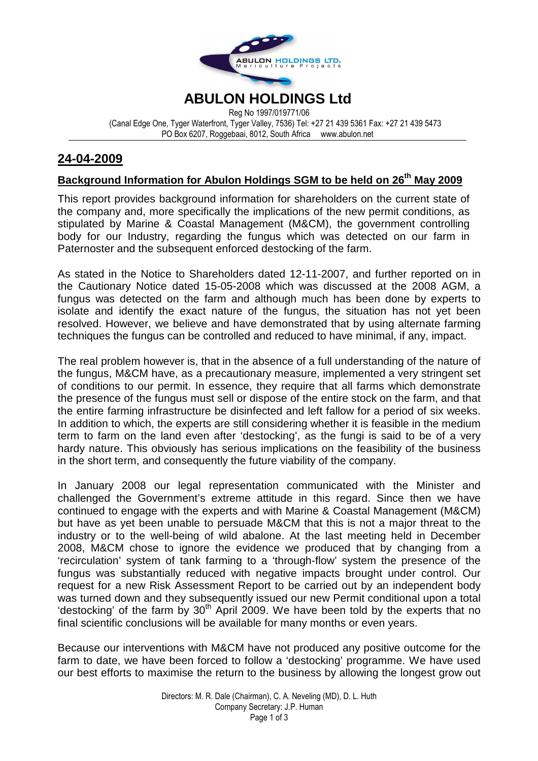# ABULON HOLDINGS Ltd

Reg No 1997/019771/06
(Canal Edge One, Tyger Waterfront, Tyger Valley, 7536) Tel: +27 21 439 5361 Fax: +27 21 439 5473
PO Box 6207, Roggebaai, 8012, South Africa www.abulon.net

## 24-04-2009

### Background Information for Abulon Holdings SGM to be held on 26th May 2009

This report provides background information for shareholders on the current state of the company and, more specifically the implications of the new permit conditions, as stipulated by Marine & Coastal Management (M&CM), the government controlling body for our Industry, regarding the fungus which was detected on our farm in Paternoster and the subsequent enforced destocking of the farm.

As stated in the Notice to Shareholders dated 12-11-2007, and further reported on in the Cautionary Notice dated 15-05-2008 which was discussed at the 2008 AGM, a fungus was detected on the farm and although much has been done by experts to isolate and identify the exact nature of the fungus, the situation has not yet been resolved. However, we believe and have demonstrated that by using alternate farming techniques the fungus can be controlled and reduced to have minimal, if any, impact.

The real problem however is, that in the absence of a full understanding of the nature of the fungus, M&CM have, as a precautionary measure, implemented a very stringent set of conditions to our permit. In essence, they require that all farms which demonstrate the presence of the fungus must sell or dispose of the entire stock on the farm, and that the entire farming infrastructure be disinfected and left fallow for a period of six weeks. In addition to which, the experts are still considering whether it is feasible in the medium term to farm on the land even after 'destocking', as the fungi is said to be of a very hardy nature. This obviously has serious implications on the feasibility of the business in the short term, and consequently the future viability of the company.

In January 2008 our legal representation communicated with the Minister and challenged the Government's extreme attitude in this regard. Since then we have continued to engage with the experts and with Marine & Coastal Management (M&CM) but have as yet been unable to persuade M&CM that this is not a major threat to the industry or to the well-being of wild abalone. At the last meeting held in December 2008, M&CM chose to ignore the evidence we produced that by changing from a 'recirculation' system of tank farming to a 'through-flow' system the presence of the fungus was substantially reduced with negative impacts brought under control. Our request for a new Risk Assessment Report to be carried out by an independent body was turned down and they subsequently issued our new Permit conditional upon a total 'destocking' of the farm by 30th April 2009. We have been told by the experts that no final scientific conclusions will be available for many months or even years.

Because our interventions with M&CM have not produced any positive outcome for the farm to date, we have been forced to follow a 'destocking' programme. We have used our best efforts to maximise the return to the business by allowing the longest grow out

Directors: M. R. Dale (Chairman), C. A. Neveling (MD), D. L. Huth
Company Secretary: J.P. Human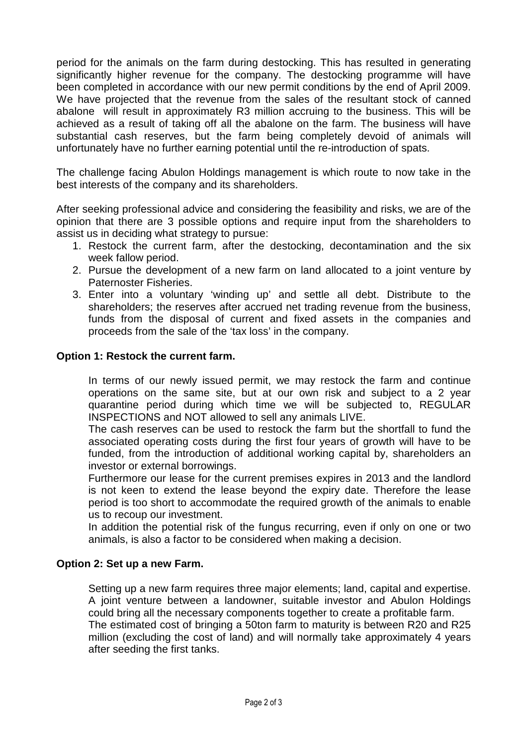period for the animals on the farm during destocking. This has resulted in generating significantly higher revenue for the company. The destocking programme will have been completed in accordance with our new permit conditions by the end of April 2009. We have projected that the revenue from the sales of the resultant stock of canned abalone will result in approximately R3 million accruing to the business. This will be achieved as a result of taking off all the abalone on the farm. The business will have substantial cash reserves, but the farm being completely devoid of animals will unfortunately have no further earning potential until the re-introduction of spats.

The challenge facing Abulon Holdings management is which route to now take in the best interests of the company and its shareholders.

After seeking professional advice and considering the feasibility and risks, we are of the opinion that there are 3 possible options and require input from the shareholders to assist us in deciding what strategy to pursue:

1. Restock the current farm, after the destocking, decontamination and the six week fallow period.
2. Pursue the development of a new farm on land allocated to a joint venture by Paternoster Fisheries.
3. Enter into a voluntary 'winding up' and settle all debt. Distribute to the shareholders; the reserves after accrued net trading revenue from the business, funds from the disposal of current and fixed assets in the companies and proceeds from the sale of the 'tax loss' in the company.

**Option 1: Restock the current farm.**

In terms of our newly issued permit, we may restock the farm and continue operations on the same site, but at our own risk and subject to a 2 year quarantine period during which time we will be subjected to, REGULAR INSPECTIONS and NOT allowed to sell any animals LIVE.

The cash reserves can be used to restock the farm but the shortfall to fund the associated operating costs during the first four years of growth will have to be funded, from the introduction of additional working capital by, shareholders an investor or external borrowings.

Furthermore our lease for the current premises expires in 2013 and the landlord is not keen to extend the lease beyond the expiry date. Therefore the lease period is too short to accommodate the required growth of the animals to enable us to recoup our investment.

In addition the potential risk of the fungus recurring, even if only on one or two animals, is also a factor to be considered when making a decision.

**Option 2: Set up a new Farm.**

Setting up a new farm requires three major elements; land, capital and expertise. A joint venture between a landowner, suitable investor and Abulon Holdings could bring all the necessary components together to create a profitable farm.

The estimated cost of bringing a 50ton farm to maturity is between R20 and R25 million (excluding the cost of land) and will normally take approximately 4 years after seeding the first tanks.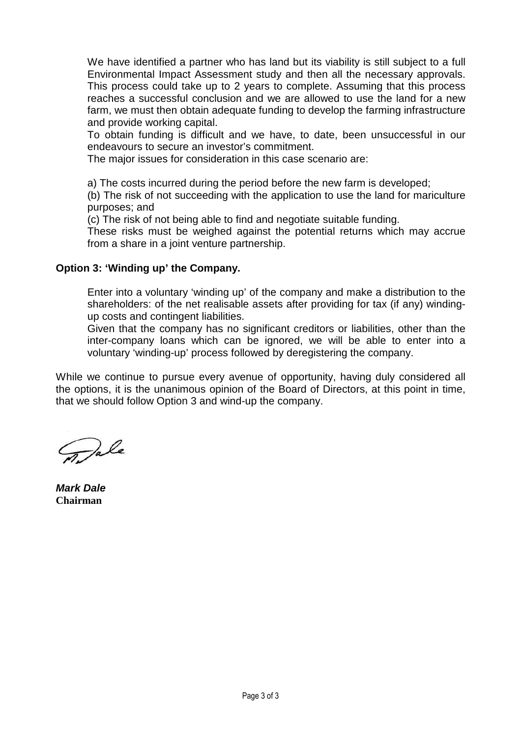We have identified a partner who has land but its viability is still subject to a full Environmental Impact Assessment study and then all the necessary approvals. This process could take up to 2 years to complete. Assuming that this process reaches a successful conclusion and we are allowed to use the land for a new farm, we must then obtain adequate funding to develop the farming infrastructure and provide working capital.

To obtain funding is difficult and we have, to date, been unsuccessful in our endeavours to secure an investor's commitment.

The major issues for consideration in this case scenario are:

a) The costs incurred during the period before the new farm is developed;

(b) The risk of not succeeding with the application to use the land for mariculture purposes; and

(c) The risk of not being able to find and negotiate suitable funding.

These risks must be weighed against the potential returns which may accrue from a share in a joint venture partnership.

**Option 3: 'Winding up' the Company.**

Enter into a voluntary 'winding up' of the company and make a distribution to the shareholders: of the net realisable assets after providing for tax (if any) winding-up costs and contingent liabilities.

Given that the company has no significant creditors or liabilities, other than the inter-company loans which can be ignored, we will be able to enter into a voluntary 'winding-up' process followed by deregistering the company.

While we continue to pursue every avenue of opportunity, having duly considered all the options, it is the unanimous opinion of the Board of Directors, at this point in time, that we should follow Option 3 and wind-up the company.

***Mark Dale***
**Chairman**